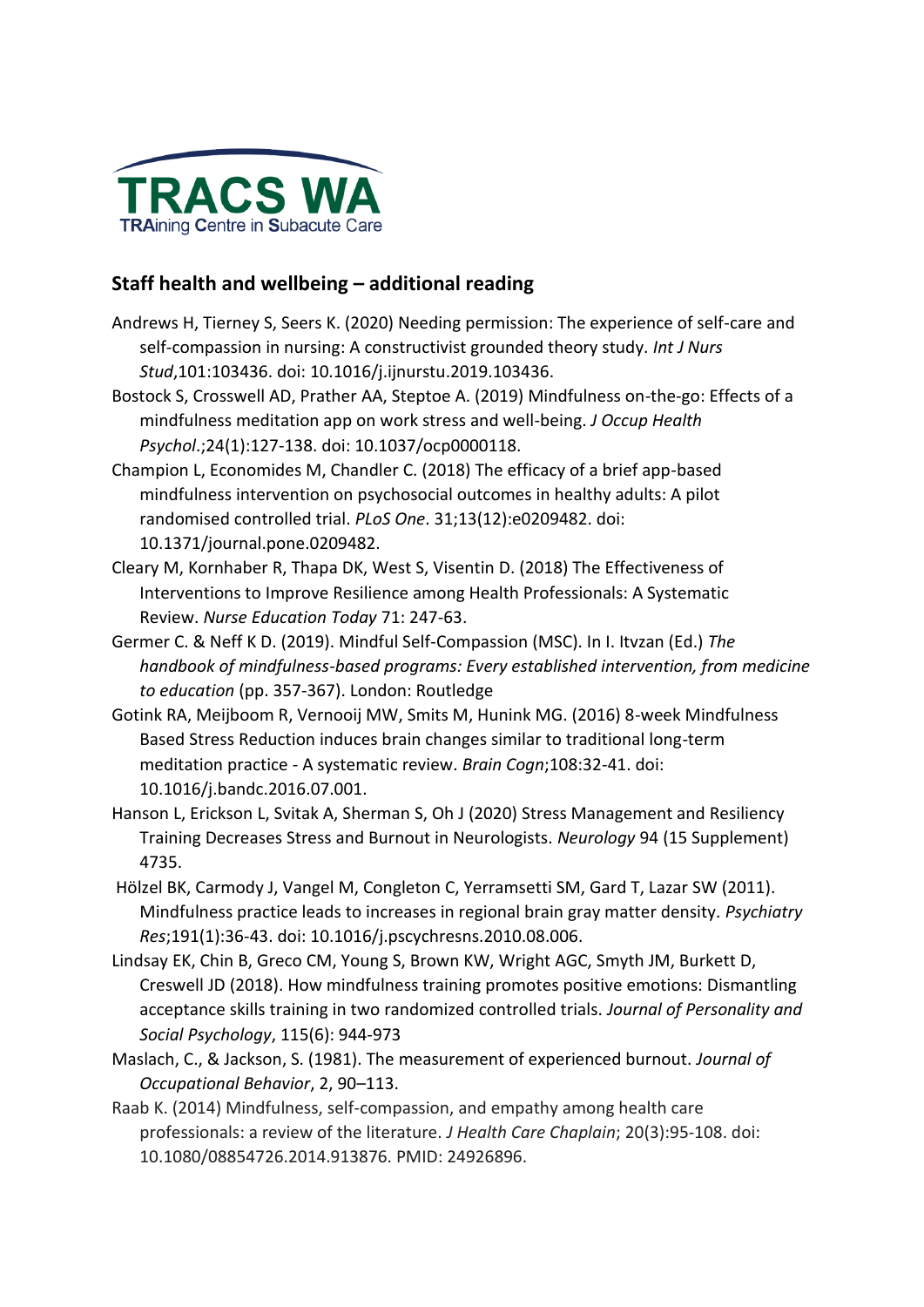TRACS WA
TRAining Centre in Subacute Care

## Staff health and wellbeing – additional reading

Andrews H, Tierney S, Seers K. (2020) Needing permission: The experience of self-care and self-compassion in nursing: A constructivist grounded theory study. *Int J Nurs Stud*,101:103436. doi: 10.1016/j.ijnurstu.2019.103436.

Bostock S, Crosswell AD, Prather AA, Steptoe A. (2019) Mindfulness on-the-go: Effects of a mindfulness meditation app on work stress and well-being. *J Occup Health Psychol*.;24(1):127-138. doi: 10.1037/ocp0000118.

Champion L, Economides M, Chandler C. (2018) The efficacy of a brief app-based mindfulness intervention on psychosocial outcomes in healthy adults: A pilot randomised controlled trial. *PLoS One*. 31;13(12):e0209482. doi: 10.1371/journal.pone.0209482.

Cleary M, Kornhaber R, Thapa DK, West S, Visentin D. (2018) The Effectiveness of Interventions to Improve Resilience among Health Professionals: A Systematic Review. *Nurse Education Today* 71: 247-63.

Germer C. & Neff K D. (2019). Mindful Self-Compassion (MSC). In I. Itvzan (Ed.) *The handbook of mindfulness-based programs: Every established intervention, from medicine to education* (pp. 357-367). London: Routledge

Gotink RA, Meijboom R, Vernooij MW, Smits M, Hunink MG. (2016) 8-week Mindfulness Based Stress Reduction induces brain changes similar to traditional long-term meditation practice - A systematic review. *Brain Cogn*;108:32-41. doi: 10.1016/j.bandc.2016.07.001.

Hanson L, Erickson L, Svitak A, Sherman S, Oh J (2020) Stress Management and Resiliency Training Decreases Stress and Burnout in Neurologists. *Neurology* 94 (15 Supplement) 4735.

Hölzel BK, Carmody J, Vangel M, Congleton C, Yerramsetti SM, Gard T, Lazar SW (2011). Mindfulness practice leads to increases in regional brain gray matter density. *Psychiatry Res*;191(1):36-43. doi: 10.1016/j.pscychresns.2010.08.006.

Lindsay EK, Chin B, Greco CM, Young S, Brown KW, Wright AGC, Smyth JM, Burkett D, Creswell JD (2018). How mindfulness training promotes positive emotions: Dismantling acceptance skills training in two randomized controlled trials. *Journal of Personality and Social Psychology*, 115(6): 944-973

Maslach, C., & Jackson, S. (1981). The measurement of experienced burnout. *Journal of Occupational Behavior*, 2, 90–113.

Raab K. (2014) Mindfulness, self-compassion, and empathy among health care professionals: a review of the literature. *J Health Care Chaplain*; 20(3):95-108. doi: 10.1080/08854726.2014.913876. PMID: 24926896.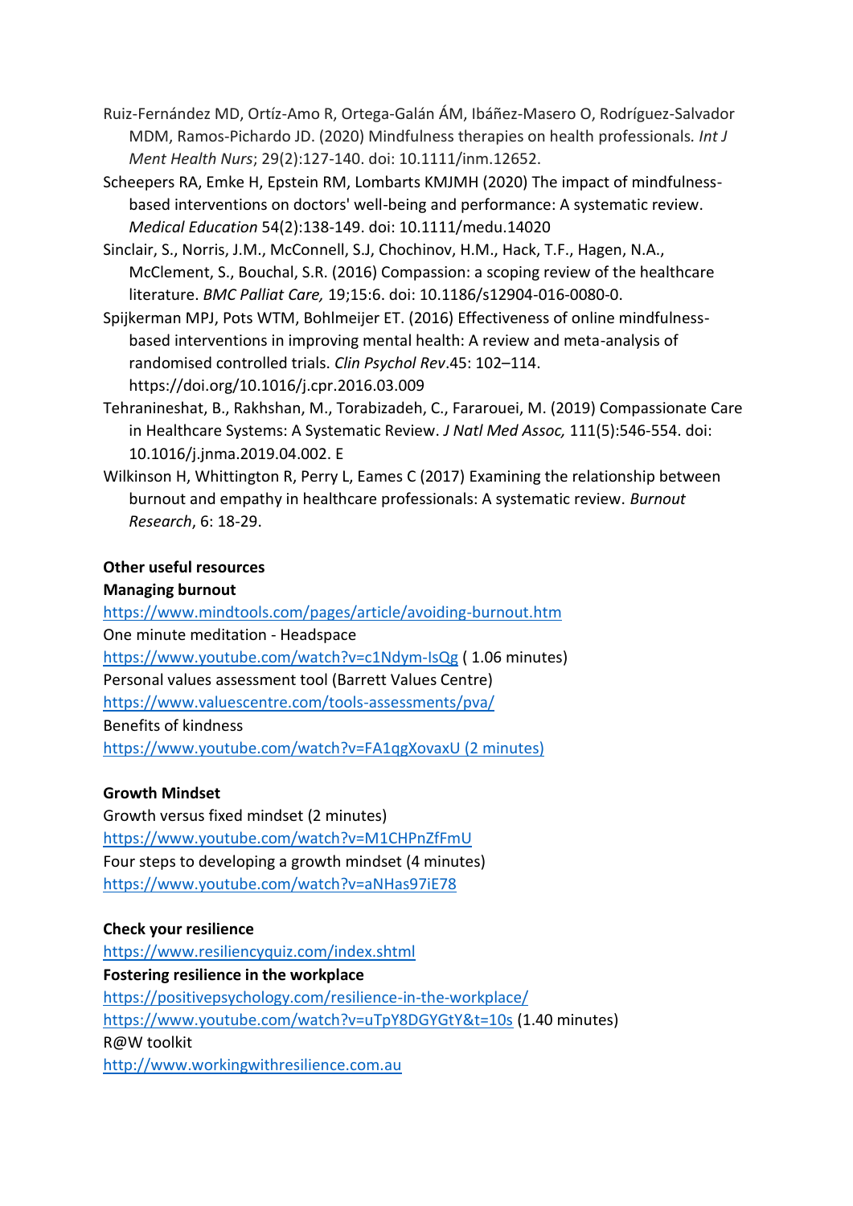Ruiz-Fernández MD, Ortíz-Amo R, Ortega-Galán ÁM, Ibáñez-Masero O, Rodríguez-Salvador MDM, Ramos-Pichardo JD. (2020) Mindfulness therapies on health professionals. *Int J Ment Health Nurs*; 29(2):127-140. doi: 10.1111/inm.12652.

Scheepers RA, Emke H, Epstein RM, Lombarts KMJMH (2020) The impact of mindfulness-based interventions on doctors' well-being and performance: A systematic review. *Medical Education* 54(2):138-149. doi: 10.1111/medu.14020

Sinclair, S., Norris, J.M., McConnell, S.J, Chochinov, H.M., Hack, T.F., Hagen, N.A., McClement, S., Bouchal, S.R. (2016) Compassion: a scoping review of the healthcare literature. *BMC Palliat Care,* 19;15:6. doi: 10.1186/s12904-016-0080-0.

Spijkerman MPJ, Pots WTM, Bohlmeijer ET. (2016) Effectiveness of online mindfulness-based interventions in improving mental health: A review and meta-analysis of randomised controlled trials. *Clin Psychol Rev*.45: 102–114. https://doi.org/10.1016/j.cpr.2016.03.009

Tehranineshat, B., Rakhshan, M., Torabizadeh, C., Fararouei, M. (2019) Compassionate Care in Healthcare Systems: A Systematic Review. *J Natl Med Assoc,* 111(5):546-554. doi: 10.1016/j.jnma.2019.04.002. E

Wilkinson H, Whittington R, Perry L, Eames C (2017) Examining the relationship between burnout and empathy in healthcare professionals: A systematic review. *Burnout Research*, 6: 18-29.

**Other useful resources**

**Managing burnout**

https://www.mindtools.com/pages/article/avoiding-burnout.htm

One minute meditation - Headspace

https://www.youtube.com/watch?v=c1Ndym-IsQg ( 1.06 minutes)

Personal values assessment tool (Barrett Values Centre)

https://www.valuescentre.com/tools-assessments/pva/

Benefits of kindness

https://www.youtube.com/watch?v=FA1qgXovaxU (2 minutes)

**Growth Mindset**

Growth versus fixed mindset (2 minutes)

https://www.youtube.com/watch?v=M1CHPnZfFmU

Four steps to developing a growth mindset (4 minutes)

https://www.youtube.com/watch?v=aNHas97iE78

**Check your resilience**

https://www.resiliencyquiz.com/index.shtml

**Fostering resilience in the workplace**

https://positivepsychology.com/resilience-in-the-workplace/

https://www.youtube.com/watch?v=uTpY8DGYGtY&t=10s (1.40 minutes)

R@W toolkit

http://www.workingwithresilience.com.au